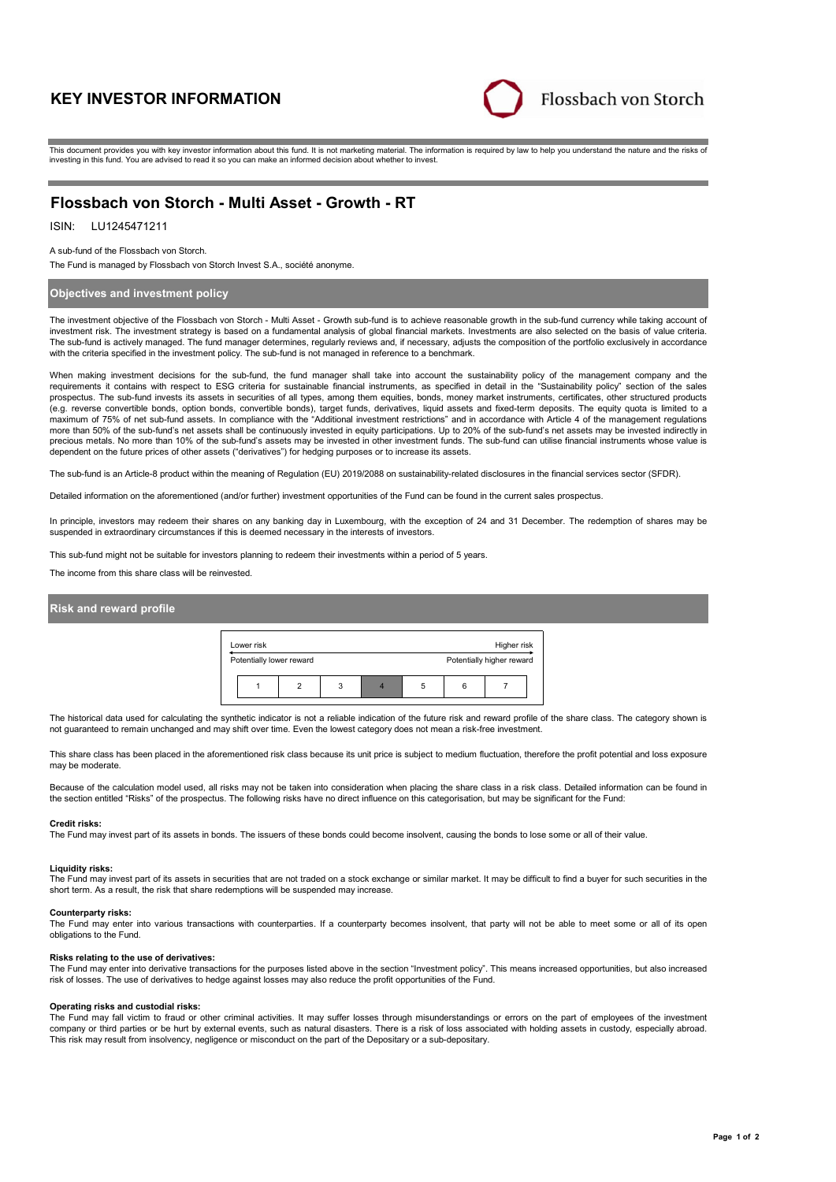# KEY INVESTOR INFORMATION

Flossbach von Storch

This document provides you with key investor information about this fund. It is not marketing material. The information is required by law to help you understand the nature and the risks of investing in this fund. You are advised to read it so you can make an informed decision about whether to invest.

## Flossbach von Storch - Multi Asset - Growth - RT

ISIN: LU1245471211

A sub-fund of the Flossbach von Storch.

The Fund is managed by Flossbach von Storch Invest S.A., société anonyme.

### Objectives and investment policy

The investment objective of the Flossbach von Storch - Multi Asset - Growth sub-fund is to achieve reasonable growth in the sub-fund currency while taking account of investment risk. The investment strategy is based on a fundamental analysis of global financial markets. Investments are also selected on the basis of value criteria. The sub-fund is actively managed. The fund manager determines, regularly reviews and, if necessary, adjusts the composition of the portfolio exclusively in accordance with the criteria specified in the investment policy. The sub-fund is not managed in reference to a benchmark.

When making investment decisions for the sub-fund, the fund manager shall take into account the sustainability policy of the management company and the requirements it contains with respect to ESG criteria for sustainable financial instruments, as specified in detail in the "Sustainability policy" section of the sales prospectus. The sub-fund invests its assets in securities of all types, among them equities, bonds, money market instruments, certificates, other structured products (e.g. reverse convertible bonds, option bonds, convertible bonds), target funds, derivatives, liquid assets and fixed-term deposits. The equity quota is limited to a maximum of 75% of net sub-fund assets. In compliance with the "Additional investment restrictions" and in accordance with Article 4 of the management regulations more than 50% of the sub-fund's net assets shall be continuously invested in equity participations. Up to 20% of the sub-fund's net assets may be invested indirectly in precious metals. No more than 10% of the sub-fund's assets may be invested in other investment funds. The sub-fund can utilise financial instruments whose value is dependent on the future prices of other assets ("derivatives") for hedging purposes or to increase its assets.

The sub-fund is an Article-8 product within the meaning of Regulation (EU) 2019/2088 on sustainability-related disclosures in the financial services sector (SFDR).

Detailed information on the aforementioned (and/or further) investment opportunities of the Fund can be found in the current sales prospectus.

In principle, investors may redeem their shares on any banking day in Luxembourg, with the exception of 24 and 31 December. The redemption of shares may be suspended in extraordinary circumstances if this is deemed necessary in the interests of investors.

This sub-fund might not be suitable for investors planning to redeem their investments within a period of 5 years.

The income from this share class will be reinvested.

### Risk and reward profile

| Lower risk | | | | | | Higher risk |
|---|---|---|---|---|---|---|
| Potentially lower reward | | | | | | Potentially higher reward |
| 1 | 2 | 3 | **4** | 5 | 6 | 7 |

The historical data used for calculating the synthetic indicator is not a reliable indication of the future risk and reward profile of the share class. The category shown is not guaranteed to remain unchanged and may shift over time. Even the lowest category does not mean a risk-free investment.

This share class has been placed in the aforementioned risk class because its unit price is subject to medium fluctuation, therefore the profit potential and loss exposure may be moderate.

Because of the calculation model used, all risks may not be taken into consideration when placing the share class in a risk class. Detailed information can be found in the section entitled "Risks" of the prospectus. The following risks have no direct influence on this categorisation, but may be significant for the Fund:

**Credit risks:**
The Fund may invest part of its assets in bonds. The issuers of these bonds could become insolvent, causing the bonds to lose some or all of their value.

**Liquidity risks:**
The Fund may invest part of its assets in securities that are not traded on a stock exchange or similar market. It may be difficult to find a buyer for such securities in the short term. As a result, the risk that share redemptions will be suspended may increase.

**Counterparty risks:**
The Fund may enter into various transactions with counterparties. If a counterparty becomes insolvent, that party will not be able to meet some or all of its open obligations to the Fund.

**Risks relating to the use of derivatives:**
The Fund may enter into derivative transactions for the purposes listed above in the section "Investment policy". This means increased opportunities, but also increased risk of losses. The use of derivatives to hedge against losses may also reduce the profit opportunities of the Fund.

**Operating risks and custodial risks:**
The Fund may fall victim to fraud or other criminal activities. It may suffer losses through misunderstandings or errors on the part of employees of the investment company or third parties or be hurt by external events, such as natural disasters. There is a risk of loss associated with holding assets in custody, especially abroad. This risk may result from insolvency, negligence or misconduct on the part of the Depositary or a sub-depositary.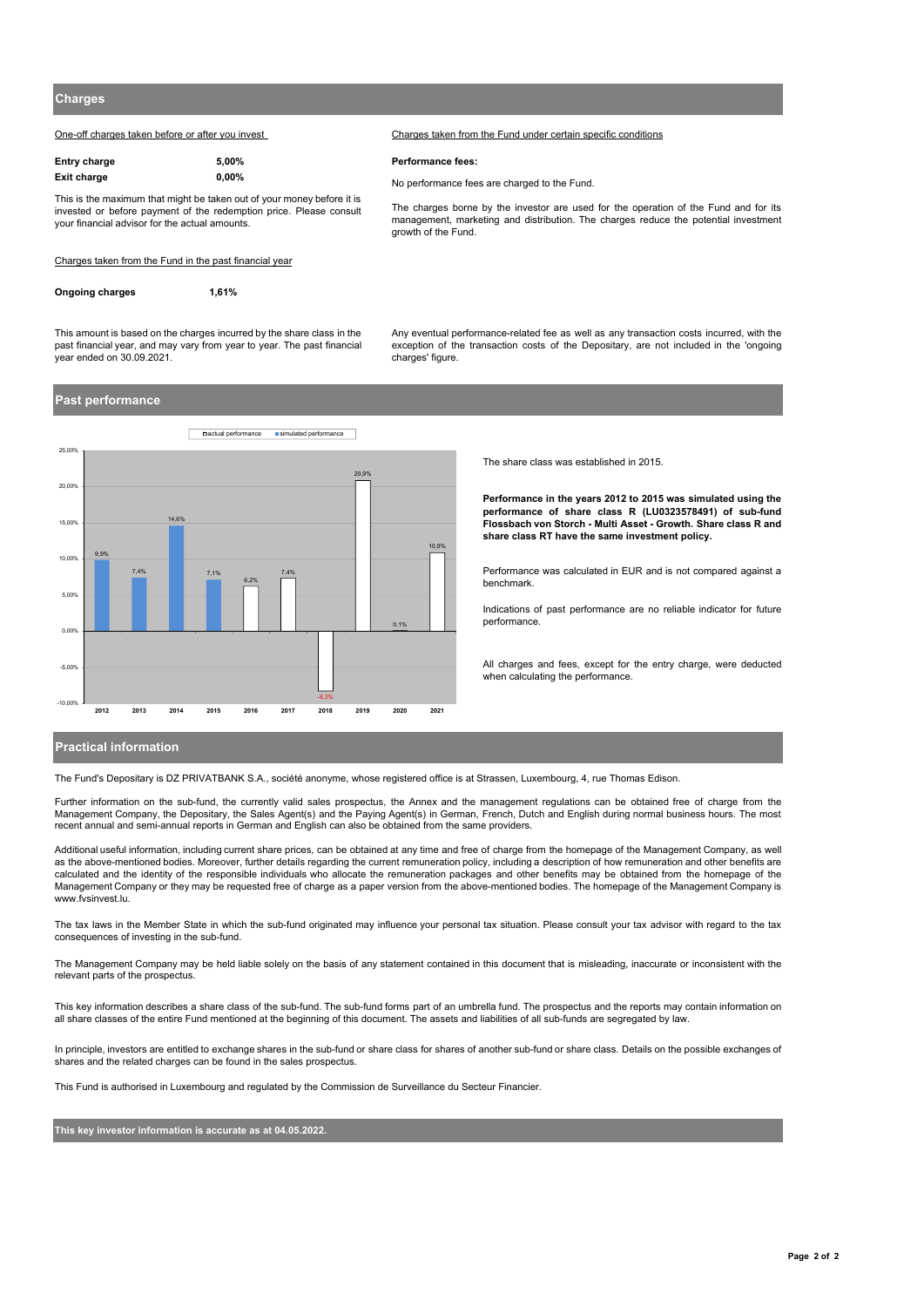## Charges

One-off charges taken before or after you invest

| | |
|---|---|
| **Entry charge** | **5,00%** |
| **Exit charge** | **0,00%** |

This is the maximum that might be taken out of your money before it is invested or before payment of the redemption price. Please consult your financial advisor for the actual amounts.

Charges taken from the Fund in the past financial year

| | |
|---|---|
| **Ongoing charges** | **1,61%** |

This amount is based on the charges incurred by the share class in the past financial year, and may vary from year to year. The past financial year ended on 30.09.2021.

Charges taken from the Fund under certain specific conditions

**Performance fees:**

No performance fees are charged to the Fund.

The charges borne by the investor are used for the operation of the Fund and for its management, marketing and distribution. The charges reduce the potential investment growth of the Fund.

Any eventual performance-related fee as well as any transaction costs incurred, with the exception of the transaction costs of the Depositary, are not included in the 'ongoing charges' figure.

## Past performance

actual performance
simulated performance

25,00%
20,00%
15,00%
10,00%
5,00%
0,00%
-5,00%
-10,00%

9,9%
7,4%
14,6%
7,1%
6,2%
7,4%
-8,3%
20,9%
0,1%
10,9%

2012 2013 2014 2015 2016 2017 2018 2019 2020 2021

The share class was established in 2015.

**Performance in the years 2012 to 2015 was simulated using the performance of share class R (LU0323578491) of sub-fund Flossbach von Storch - Multi Asset - Growth. Share class R and share class RT have the same investment policy.**

Performance was calculated in EUR and is not compared against a benchmark.

Indications of past performance are no reliable indicator for future performance.

All charges and fees, except for the entry charge, were deducted when calculating the performance.

## Practical information

The Fund's Depositary is DZ PRIVATBANK S.A., société anonyme, whose registered office is at Strassen, Luxembourg, 4, rue Thomas Edison.

Further information on the sub-fund, the currently valid sales prospectus, the Annex and the management regulations can be obtained free of charge from the Management Company, the Depositary, the Sales Agent(s) and the Paying Agent(s) in German, French, Dutch and English during normal business hours. The most recent annual and semi-annual reports in German and English can also be obtained from the same providers.

Additional useful information, including current share prices, can be obtained at any time and free of charge from the homepage of the Management Company, as well as the above-mentioned bodies. Moreover, further details regarding the current remuneration policy, including a description of how remuneration and other benefits are calculated and the identity of the responsible individuals who allocate the remuneration packages and other benefits may be obtained from the homepage of the Management Company or they may be requested free of charge as a paper version from the above-mentioned bodies. The homepage of the Management Company is www.fvsinvest.lu.

The tax laws in the Member State in which the sub-fund originated may influence your personal tax situation. Please consult your tax advisor with regard to the tax consequences of investing in the sub-fund.

The Management Company may be held liable solely on the basis of any statement contained in this document that is misleading, inaccurate or inconsistent with the relevant parts of the prospectus.

This key information describes a share class of the sub-fund. The sub-fund forms part of an umbrella fund. The prospectus and the reports may contain information on all share classes of the entire Fund mentioned at the beginning of this document. The assets and liabilities of all sub-funds are segregated by law.

In principle, investors are entitled to exchange shares in the sub-fund or share class for shares of another sub-fund or share class. Details on the possible exchanges of shares and the related charges can be found in the sales prospectus.

This Fund is authorised in Luxembourg and regulated by the Commission de Surveillance du Secteur Financier.

**This key investor information is accurate as at 04.05.2022.**